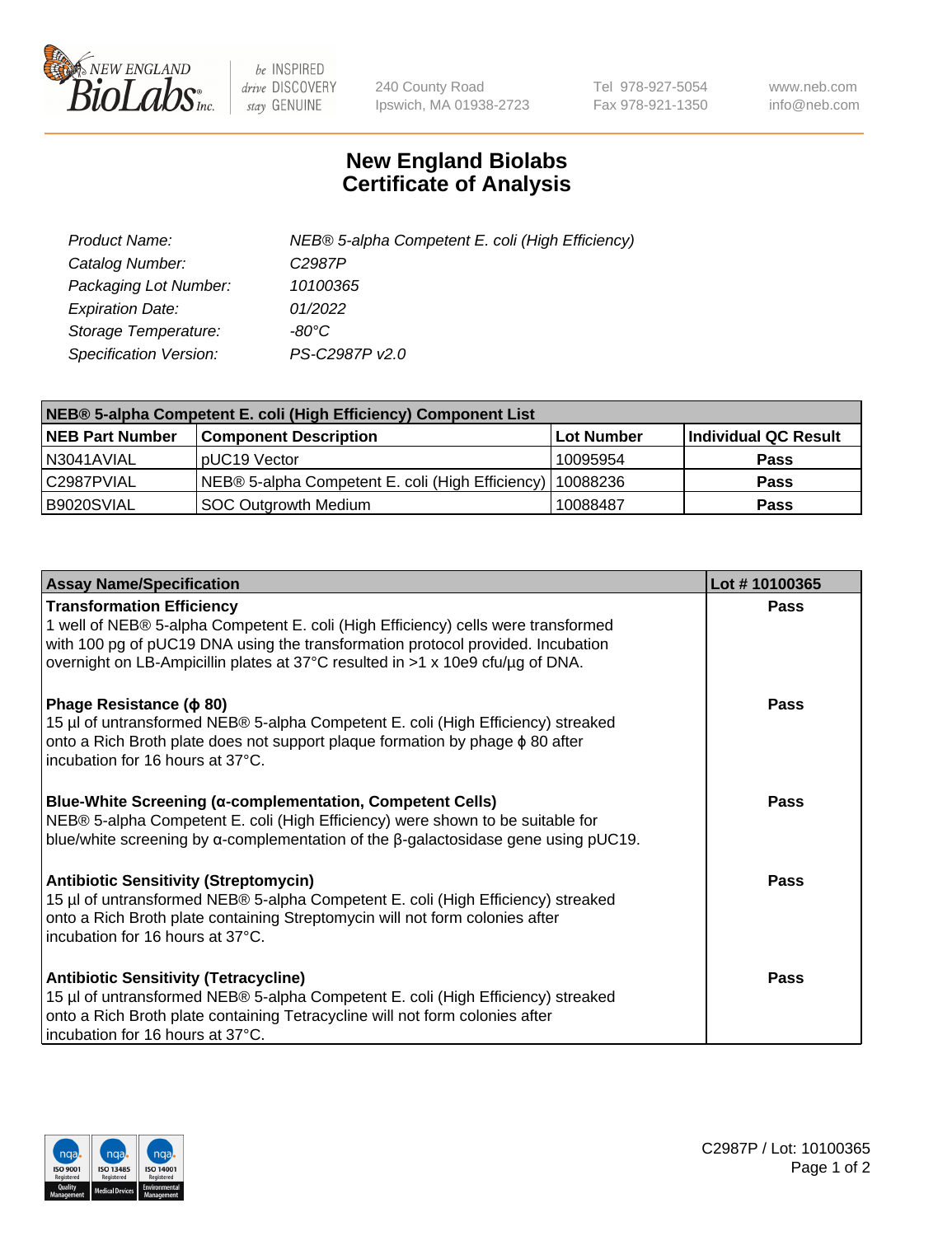New England BioLabs Inc. — be INSPIRED drive DISCOVERY stay GENUINE

240 County Road
Ipswich, MA 01938-2723

Tel 978-927-5054
Fax 978-921-1350

www.neb.com
info@neb.com

# New England Biolabs
# Certificate of Analysis

| | |
|---|---|
| *Product Name:* | *NEB® 5-alpha Competent E. coli (High Efficiency)* |
| *Catalog Number:* | *C2987P* |
| *Packaging Lot Number:* | *10100365* |
| *Expiration Date:* | *01/2022* |
| *Storage Temperature:* | *-80°C* |
| *Specification Version:* | *PS-C2987P v2.0* |

| NEB® 5-alpha Competent E. coli (High Efficiency) Component List | | | |
|---|---|---|---|
| **NEB Part Number** | **Component Description** | **Lot Number** | **Individual QC Result** |
| N3041AVIAL | pUC19 Vector | 10095954 | **Pass** |
| C2987PVIAL | NEB® 5-alpha Competent E. coli (High Efficiency) | 10088236 | **Pass** |
| B9020SVIAL | SOC Outgrowth Medium | 10088487 | **Pass** |

| Assay Name/Specification | Lot # 10100365 |
|---|---|
| **Transformation Efficiency**<br>1 well of NEB® 5-alpha Competent E. coli (High Efficiency) cells were transformed with 100 pg of pUC19 DNA using the transformation protocol provided. Incubation overnight on LB-Ampicillin plates at 37°C resulted in >1 x 10e9 cfu/µg of DNA. | **Pass** |
| **Phage Resistance (ϕ 80)**<br>15 µl of untransformed NEB® 5-alpha Competent E. coli (High Efficiency) streaked onto a Rich Broth plate does not support plaque formation by phage ϕ 80 after incubation for 16 hours at 37°C. | **Pass** |
| **Blue-White Screening (α-complementation, Competent Cells)**<br>NEB® 5-alpha Competent E. coli (High Efficiency) were shown to be suitable for blue/white screening by α-complementation of the β-galactosidase gene using pUC19. | **Pass** |
| **Antibiotic Sensitivity (Streptomycin)**<br>15 µl of untransformed NEB® 5-alpha Competent E. coli (High Efficiency) streaked onto a Rich Broth plate containing Streptomycin will not form colonies after incubation for 16 hours at 37°C. | **Pass** |
| **Antibiotic Sensitivity (Tetracycline)**<br>15 µl of untransformed NEB® 5-alpha Competent E. coli (High Efficiency) streaked onto a Rich Broth plate containing Tetracycline will not form colonies after incubation for 16 hours at 37°C. | **Pass** |

C2987P / Lot: 10100365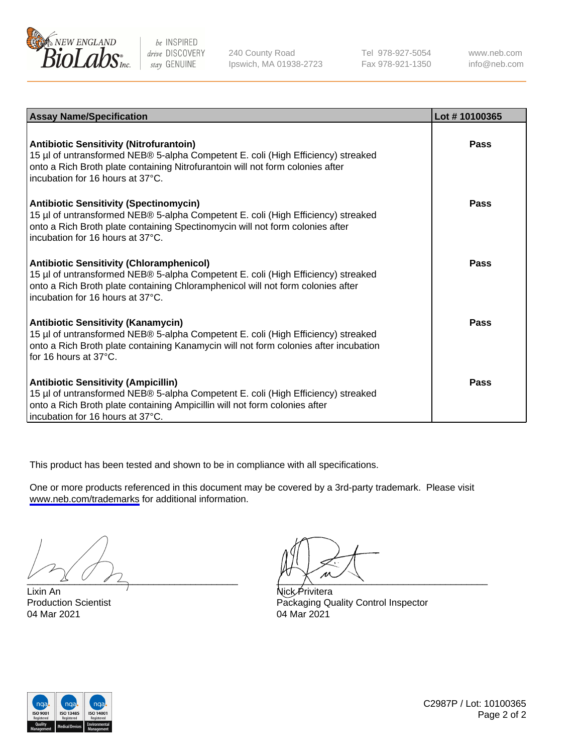| Assay Name/Specification | Lot # 10100365 |
| --- | --- |
| **Antibiotic Sensitivity (Nitrofurantoin)**<br>15 µl of untransformed NEB® 5-alpha Competent E. coli (High Efficiency) streaked onto a Rich Broth plate containing Nitrofurantoin will not form colonies after incubation for 16 hours at 37°C. | **Pass** |
| **Antibiotic Sensitivity (Spectinomycin)**<br>15 µl of untransformed NEB® 5-alpha Competent E. coli (High Efficiency) streaked onto a Rich Broth plate containing Spectinomycin will not form colonies after incubation for 16 hours at 37°C. | **Pass** |
| **Antibiotic Sensitivity (Chloramphenicol)**<br>15 µl of untransformed NEB® 5-alpha Competent E. coli (High Efficiency) streaked onto a Rich Broth plate containing Chloramphenicol will not form colonies after incubation for 16 hours at 37°C. | **Pass** |
| **Antibiotic Sensitivity (Kanamycin)**<br>15 µl of untransformed NEB® 5-alpha Competent E. coli (High Efficiency) streaked onto a Rich Broth plate containing Kanamycin will not form colonies after incubation for 16 hours at 37°C. | **Pass** |
| **Antibiotic Sensitivity (Ampicillin)**<br>15 µl of untransformed NEB® 5-alpha Competent E. coli (High Efficiency) streaked onto a Rich Broth plate containing Ampicillin will not form colonies after incubation for 16 hours at 37°C. | **Pass** |

This product has been tested and shown to be in compliance with all specifications.

One or more products referenced in this document may be covered by a 3rd-party trademark. Please visit www.neb.com/trademarks for additional information.

Lixin An
Production Scientist
04 Mar 2021

Nick Privitera
Packaging Quality Control Inspector
04 Mar 2021

C2987P / Lot: 10100365